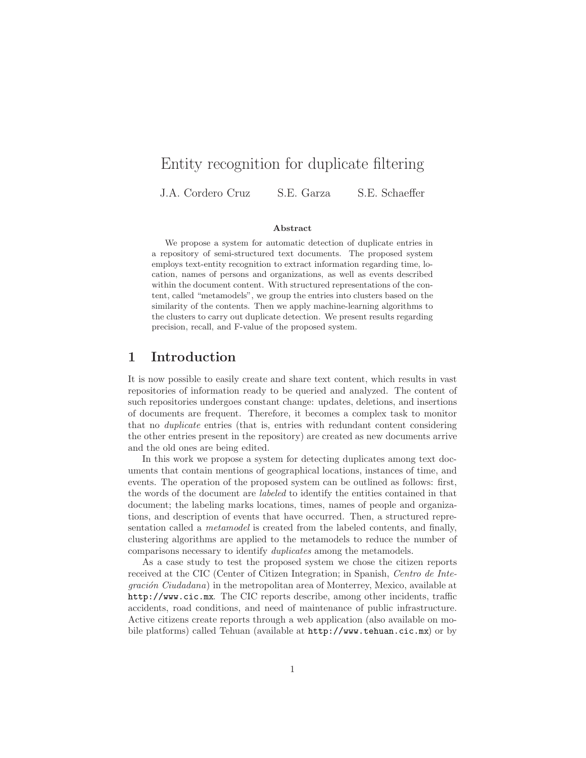# Entity recognition for duplicate filtering

J.A. Cordero Cruz S.E. Garza S.E. Schaeffer

### Abstract

We propose a system for automatic detection of duplicate entries in a repository of semi-structured text documents. The proposed system employs text-entity recognition to extract information regarding time, location, names of persons and organizations, as well as events described within the document content. With structured representations of the content, called "metamodels", we group the entries into clusters based on the similarity of the contents. Then we apply machine-learning algorithms to the clusters to carry out duplicate detection. We present results regarding precision, recall, and F-value of the proposed system.

## 1 Introduction

It is now possible to easily create and share text content, which results in vast repositories of information ready to be queried and analyzed. The content of such repositories undergoes constant change: updates, deletions, and insertions of documents are frequent. Therefore, it becomes a complex task to monitor that no *duplicate* entries (that is, entries with redundant content considering the other entries present in the repository) are created as new documents arrive and the old ones are being edited.

In this work we propose a system for detecting duplicates among text documents that contain mentions of geographical locations, instances of time, and events. The operation of the proposed system can be outlined as follows: first, the words of the document are *labeled* to identify the entities contained in that document; the labeling marks locations, times, names of people and organizations, and description of events that have occurred. Then, a structured representation called a *metamodel* is created from the labeled contents, and finally, clustering algorithms are applied to the metamodels to reduce the number of comparisons necessary to identify *duplicates* among the metamodels.

As a case study to test the proposed system we chose the citizen reports received at the CIC (Center of Citizen Integration; in Spanish, *Centro de Integración Ciudadana*) in the metropolitan area of Monterrey, Mexico, available at `http://www.cic.mx`. The CIC reports describe, among other incidents, traffic accidents, road conditions, and need of maintenance of public infrastructure. Active citizens create reports through a web application (also available on mobile platforms) called Tehuan (available at `http://www.tehuan.cic.mx`) or by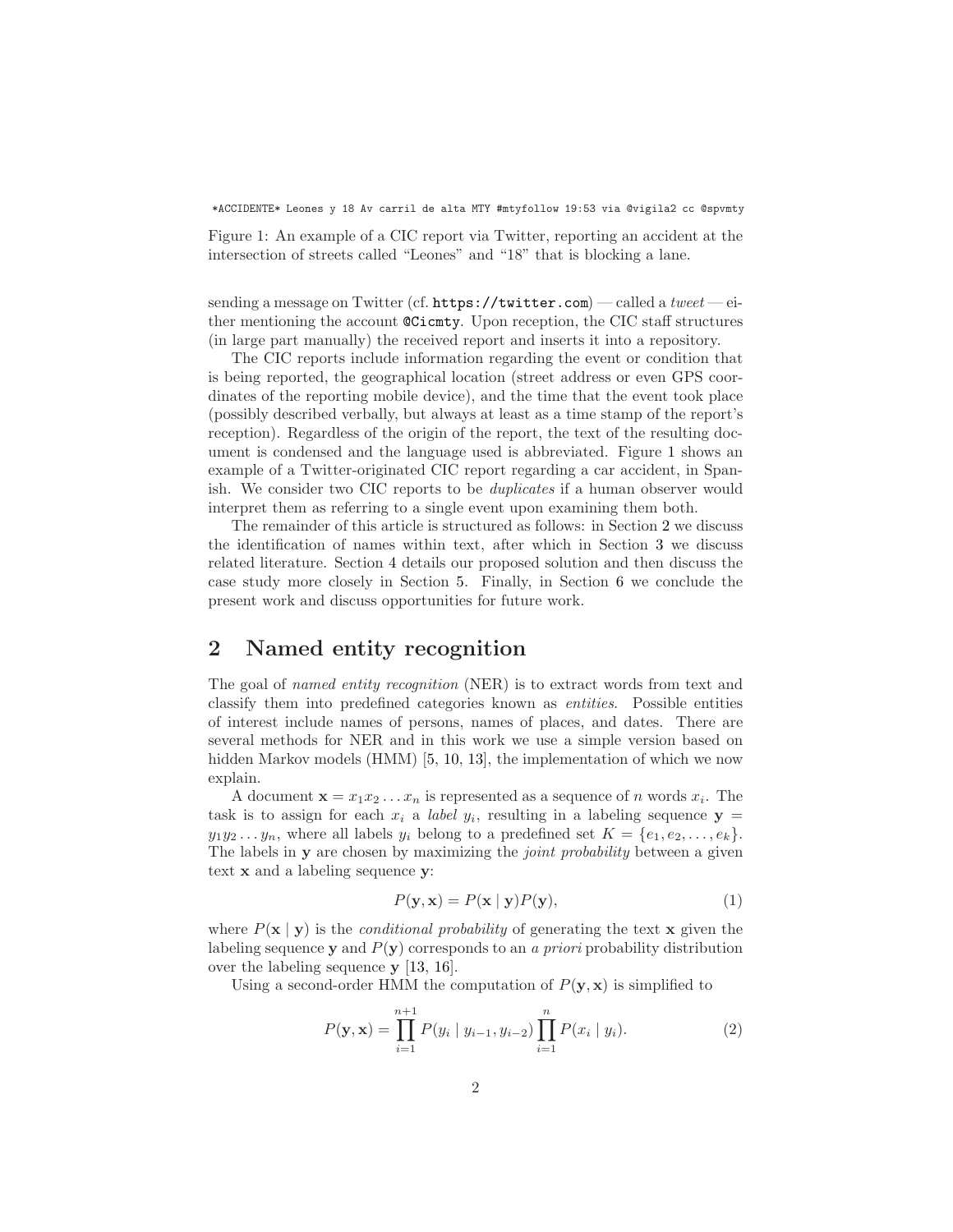```
*ACCIDENTE* Leones y 18 Av carril de alta MTY #mtyfollow 19:53 via @vigila2 cc @spvmty
```

Figure 1: An example of a CIC report via Twitter, reporting an accident at the intersection of streets called "Leones" and "18" that is blocking a lane.

sending a message on Twitter (cf. `https://twitter.com`) — called a *tweet* — either mentioning the account `@Cicmty`. Upon reception, the CIC staff structures (in large part manually) the received report and inserts it into a repository.

The CIC reports include information regarding the event or condition that is being reported, the geographical location (street address or even GPS coordinates of the reporting mobile device), and the time that the event took place (possibly described verbally, but always at least as a time stamp of the report's reception). Regardless of the origin of the report, the text of the resulting document is condensed and the language used is abbreviated. Figure 1 shows an example of a Twitter-originated CIC report regarding a car accident, in Spanish. We consider two CIC reports to be *duplicates* if a human observer would interpret them as referring to a single event upon examining them both.

The remainder of this article is structured as follows: in Section 2 we discuss the identification of names within text, after which in Section 3 we discuss related literature. Section 4 details our proposed solution and then discuss the case study more closely in Section 5. Finally, in Section 6 we conclude the present work and discuss opportunities for future work.

## 2 Named entity recognition

The goal of *named entity recognition* (NER) is to extract words from text and classify them into predefined categories known as *entities*. Possible entities of interest include names of persons, names of places, and dates. There are several methods for NER and in this work we use a simple version based on hidden Markov models (HMM) [5, 10, 13], the implementation of which we now explain.

A document $\mathbf{x} = x_1 x_2 \ldots x_n$ is represented as a sequence of $n$ words $x_i$. The task is to assign for each $x_i$ a *label* $y_i$, resulting in a labeling sequence $\mathbf{y} = y_1 y_2 \ldots y_n$, where all labels $y_i$ belong to a predefined set $K = \{e_1, e_2, \ldots, e_k\}$. The labels in $\mathbf{y}$ are chosen by maximizing the *joint probability* between a given text $\mathbf{x}$ and a labeling sequence $\mathbf{y}$:

$$P(\mathbf{y}, \mathbf{x}) = P(\mathbf{x} \mid \mathbf{y}) P(\mathbf{y}), \tag{1}$$

where $P(\mathbf{x} \mid \mathbf{y})$ is the *conditional probability* of generating the text $\mathbf{x}$ given the labeling sequence $\mathbf{y}$ and $P(\mathbf{y})$ corresponds to an *a priori* probability distribution over the labeling sequence $\mathbf{y}$ [13, 16].

Using a second-order HMM the computation of $P(\mathbf{y}, \mathbf{x})$ is simplified to

$$P(\mathbf{y}, \mathbf{x}) = \prod_{i=1}^{n+1} P(y_i \mid y_{i-1}, y_{i-2}) \prod_{i=1}^{n} P(x_i \mid y_i). \tag{2}$$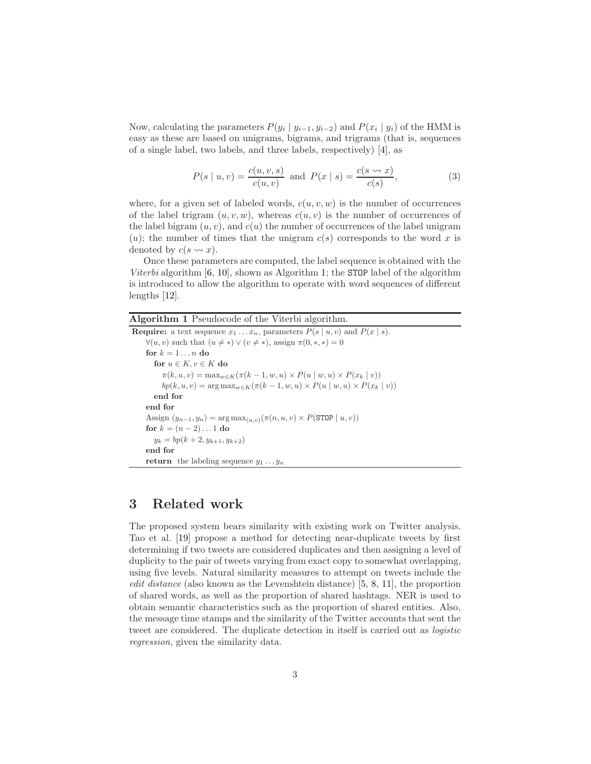Now, calculating the parameters $P(y_i \mid y_{i-1}, y_{i-2})$ and $P(x_i \mid y_i)$ of the HMM is easy as these are based on unigrams, bigrams, and trigrams (that is, sequences of a single label, two labels, and three labels, respectively) [4], as

$$P(s \mid u, v) = \frac{c(u, v, s)}{c(u, v)} \text{ and } P(x \mid s) = \frac{c(s \rightsquigarrow x)}{c(s)}, \tag{3}$$

where, for a given set of labeled words, $c(u, v, w)$ is the number of occurrences of the label trigram $(u, v, w)$, whereas $c(u, v)$ is the number of occurrences of the label bigram $(u, v)$, and $c(u)$ the number of occurrences of the label unigram $(u)$; the number of times that the unigram $c(s)$ corresponds to the word $x$ is denoted by $c(s \rightsquigarrow x)$.

Once these parameters are computed, the label sequence is obtained with the *Viterbi* algorithm [6, 10], shown as Algorithm 1; the STOP label of the algorithm is introduced to allow the algorithm to operate with word sequences of different lengths [12].

**Algorithm 1** Pseudocode of the Viterbi algorithm.

**Require:** a text sequence $x_1 \dots x_n$, parameters $P(s \mid u, v)$ and $P(x \mid s)$.

$\forall (u, v)$ such that $(u \neq *) \vee (v \neq *)$, assign $\pi(0, *, *) = 0$
**for** $k = 1 \dots n$ **do**
  **for** $u \in K, v \in K$ **do**
    $\pi(k, u, v) = \max_{w \in K}(\pi(k-1, w, u) \times P(u \mid w, u) \times P(x_k \mid v))$
    $bp(k, u, v) = \arg\max_{w \in K}(\pi(k-1, w, u) \times P(u \mid w, u) \times P(x_k \mid v))$
  **end for**
**end for**
Assign $(y_{n-1}, y_n) = \arg\max_{(u,v)}(\pi(n, u, v) \times P(\texttt{STOP} \mid u, v))$
**for** $k = (n-2) \dots 1$ **do**
  $y_k = bp(k+2, y_{k+1}, y_{k+2})$
**end for**
**return** the labeling sequence $y_1 \dots y_n$

## 3 Related work

The proposed system bears similarity with existing work on Twitter analysis. Tao et al. [19] propose a method for detecting near-duplicate tweets by first determining if two tweets are considered duplicates and then assigning a level of duplicity to the pair of tweets varying from exact copy to somewhat overlapping, using five levels. Natural similarity measures to attempt on tweets include the *edit distance* (also known as the Levenshtein distance) [5, 8, 11], the proportion of shared words, as well as the proportion of shared hashtags. NER is used to obtain semantic characteristics such as the proportion of shared entities. Also, the message time stamps and the similarity of the Twitter accounts that sent the tweet are considered. The duplicate detection in itself is carried out as *logistic regression*, given the similarity data.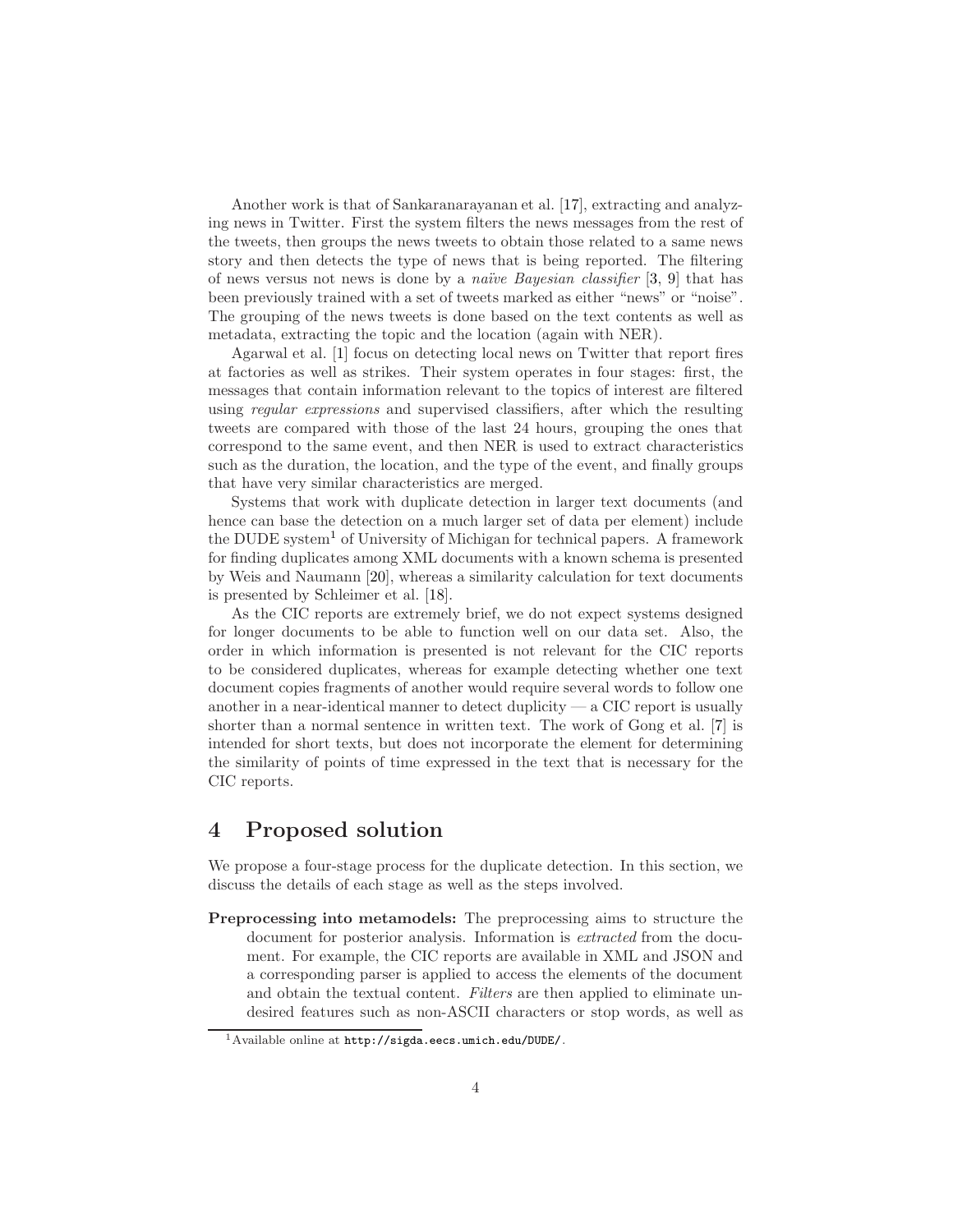Another work is that of Sankaranarayanan et al. [17], extracting and analyzing news in Twitter. First the system filters the news messages from the rest of the tweets, then groups the news tweets to obtain those related to a same news story and then detects the type of news that is being reported. The filtering of news versus not news is done by a *naïve Bayesian classifier* [3, 9] that has been previously trained with a set of tweets marked as either "news" or "noise". The grouping of the news tweets is done based on the text contents as well as metadata, extracting the topic and the location (again with NER).

Agarwal et al. [1] focus on detecting local news on Twitter that report fires at factories as well as strikes. Their system operates in four stages: first, the messages that contain information relevant to the topics of interest are filtered using *regular expressions* and supervised classifiers, after which the resulting tweets are compared with those of the last 24 hours, grouping the ones that correspond to the same event, and then NER is used to extract characteristics such as the duration, the location, and the type of the event, and finally groups that have very similar characteristics are merged.

Systems that work with duplicate detection in larger text documents (and hence can base the detection on a much larger set of data per element) include the DUDE system[1] of University of Michigan for technical papers. A framework for finding duplicates among XML documents with a known schema is presented by Weis and Naumann [20], whereas a similarity calculation for text documents is presented by Schleimer et al. [18].

As the CIC reports are extremely brief, we do not expect systems designed for longer documents to be able to function well on our data set. Also, the order in which information is presented is not relevant for the CIC reports to be considered duplicates, whereas for example detecting whether one text document copies fragments of another would require several words to follow one another in a near-identical manner to detect duplicity — a CIC report is usually shorter than a normal sentence in written text. The work of Gong et al. [7] is intended for short texts, but does not incorporate the element for determining the similarity of points of time expressed in the text that is necessary for the CIC reports.

## 4 Proposed solution

We propose a four-stage process for the duplicate detection. In this section, we discuss the details of each stage as well as the steps involved.

**Preprocessing into metamodels:** The preprocessing aims to structure the document for posterior analysis. Information is *extracted* from the document. For example, the CIC reports are available in XML and JSON and a corresponding parser is applied to access the elements of the document and obtain the textual content. *Filters* are then applied to eliminate undesired features such as non-ASCII characters or stop words, as well as

[1] Available online at `http://sigda.eecs.umich.edu/DUDE/`.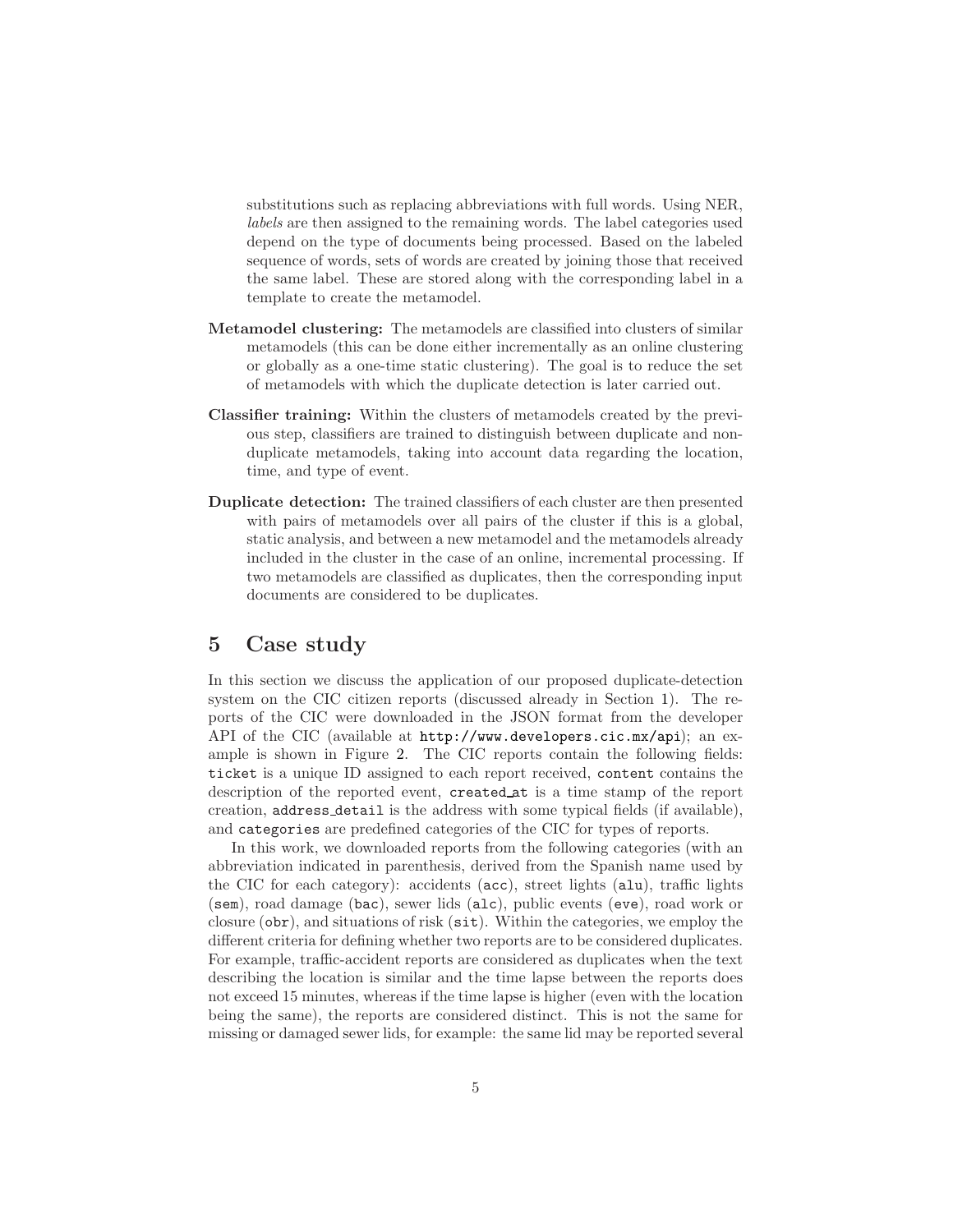substitutions such as replacing abbreviations with full words. Using NER, *labels* are then assigned to the remaining words. The label categories used depend on the type of documents being processed. Based on the labeled sequence of words, sets of words are created by joining those that received the same label. These are stored along with the corresponding label in a template to create the metamodel.

**Metamodel clustering:** The metamodels are classified into clusters of similar metamodels (this can be done either incrementally as an online clustering or globally as a one-time static clustering). The goal is to reduce the set of metamodels with which the duplicate detection is later carried out.

**Classifier training:** Within the clusters of metamodels created by the previous step, classifiers are trained to distinguish between duplicate and non-duplicate metamodels, taking into account data regarding the location, time, and type of event.

**Duplicate detection:** The trained classifiers of each cluster are then presented with pairs of metamodels over all pairs of the cluster if this is a global, static analysis, and between a new metamodel and the metamodels already included in the cluster in the case of an online, incremental processing. If two metamodels are classified as duplicates, then the corresponding input documents are considered to be duplicates.

# 5 Case study

In this section we discuss the application of our proposed duplicate-detection system on the CIC citizen reports (discussed already in Section 1). The reports of the CIC were downloaded in the JSON format from the developer API of the CIC (available at `http://www.developers.cic.mx/api`); an example is shown in Figure 2. The CIC reports contain the following fields: `ticket` is a unique ID assigned to each report received, `content` contains the description of the reported event, `created_at` is a time stamp of the report creation, `address_detail` is the address with some typical fields (if available), and `categories` are predefined categories of the CIC for types of reports.

In this work, we downloaded reports from the following categories (with an abbreviation indicated in parenthesis, derived from the Spanish name used by the CIC for each category): accidents (`acc`), street lights (`alu`), traffic lights (`sem`), road damage (`bac`), sewer lids (`alc`), public events (`eve`), road work or closure (`obr`), and situations of risk (`sit`). Within the categories, we employ the different criteria for defining whether two reports are to be considered duplicates. For example, traffic-accident reports are considered as duplicates when the text describing the location is similar and the time lapse between the reports does not exceed 15 minutes, whereas if the time lapse is higher (even with the location being the same), the reports are considered distinct. This is not the same for missing or damaged sewer lids, for example: the same lid may be reported several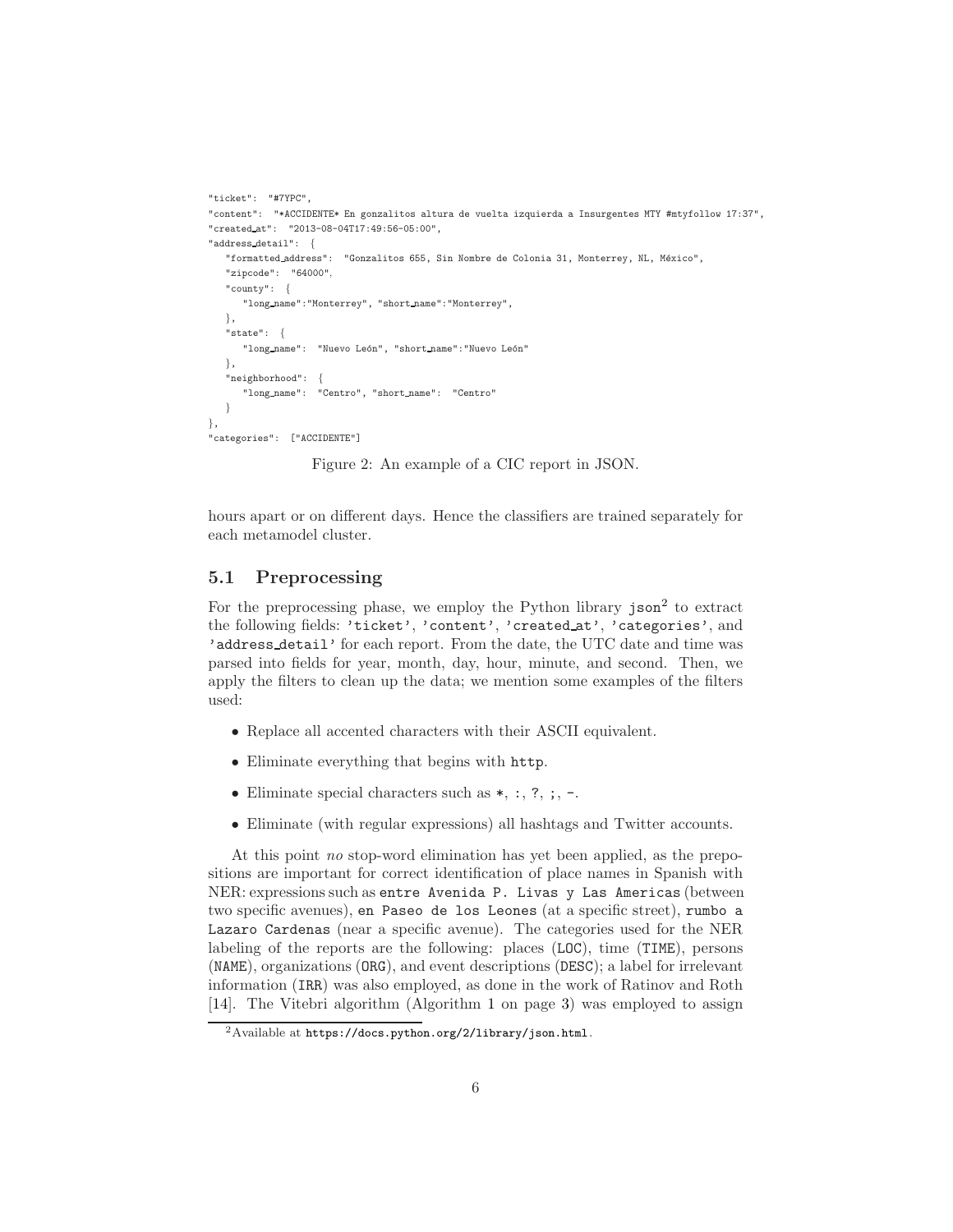```
"ticket": "#7YPC",
"content": "*ACCIDENTE* En gonzalitos altura de vuelta izquierda a Insurgentes MTY #mtyfollow 17:37",
"created_at": "2013-08-04T17:49:56-05:00",
"address_detail": {
   "formatted_address": "Gonzalitos 655, Sin Nombre de Colonia 31, Monterrey, NL, México",
   "zipcode": "64000",
   "county": {
      "long_name":"Monterrey", "short_name":"Monterrey",
   },
   "state": {
      "long_name": "Nuevo León", "short_name":"Nuevo León"
   },
   "neighborhood": {
      "long_name": "Centro", "short_name": "Centro"
   }
},
"categories": ["ACCIDENTE"]
```

Figure 2: An example of a CIC report in JSON.

hours apart or on different days. Hence the classifiers are trained separately for each metamodel cluster.

## 5.1 Preprocessing

For the preprocessing phase, we employ the Python library `json`[2] to extract the following fields: `'ticket'`, `'content'`, `'created_at'`, `'categories'`, and `'address_detail'` for each report. From the date, the UTC date and time was parsed into fields for year, month, day, hour, minute, and second. Then, we apply the filters to clean up the data; we mention some examples of the filters used:

- Replace all accented characters with their ASCII equivalent.
- Eliminate everything that begins with `http`.
- Eliminate special characters such as `*`, `:`, `?`, `;`, `-`.
- Eliminate (with regular expressions) all hashtags and Twitter accounts.

At this point *no* stop-word elimination has yet been applied, as the prepositions are important for correct identification of place names in Spanish with NER: expressions such as `entre Avenida P. Livas y Las Americas` (between two specific avenues), `en Paseo de los Leones` (at a specific street), `rumbo a Lazaro Cardenas` (near a specific avenue). The categories used for the NER labeling of the reports are the following: places (`LOC`), time (`TIME`), persons (`NAME`), organizations (`ORG`), and event descriptions (`DESC`); a label for irrelevant information (`IRR`) was also employed, as done in the work of Ratinov and Roth [14]. The Vitebri algorithm (Algorithm 1 on page 3) was employed to assign

[2] Available at `https://docs.python.org/2/library/json.html`.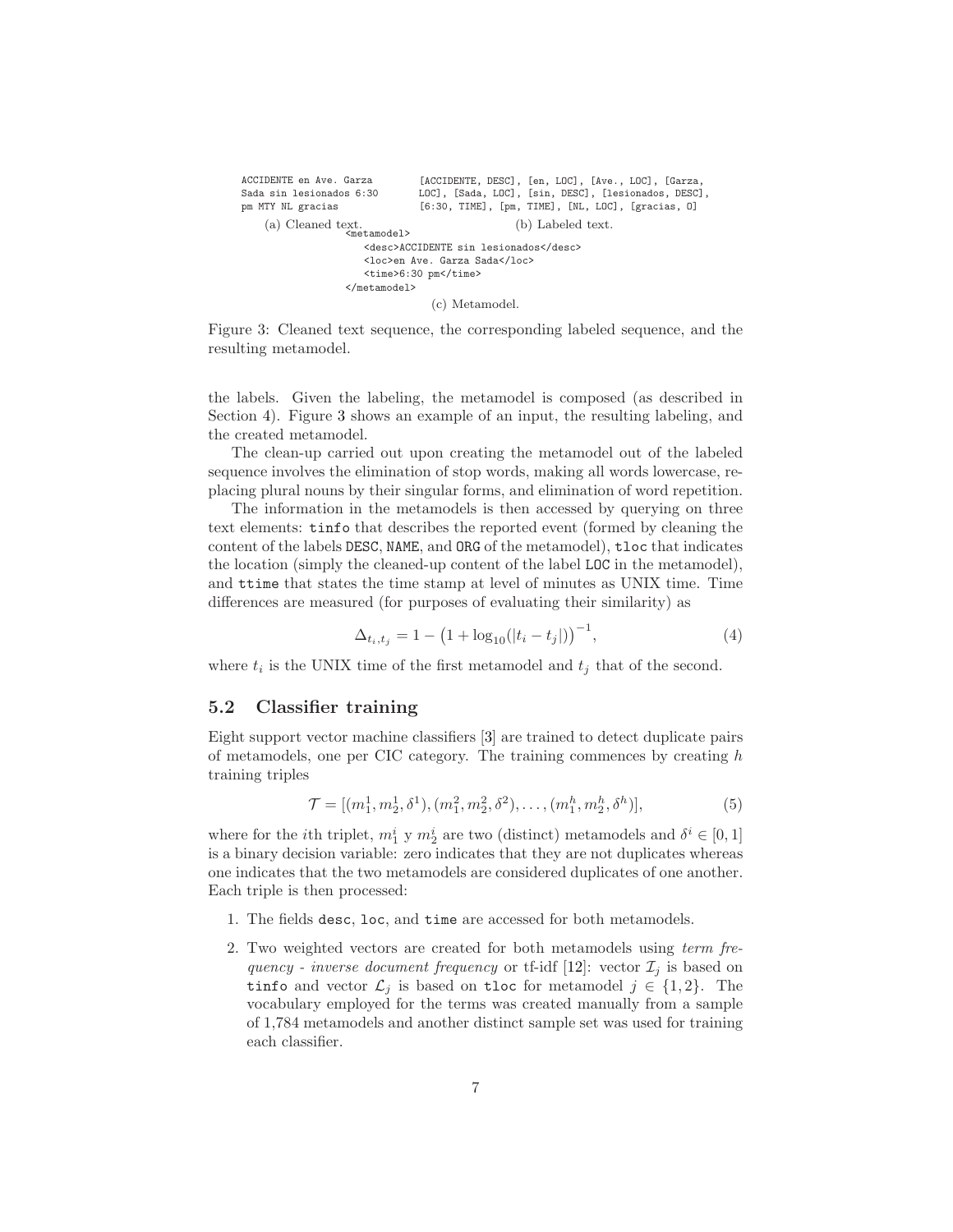```
ACCIDENTE en Ave. Garza
Sada sin lesionados 6:30
pm MTY NL gracias
```

(a) Cleaned text.

```
[ACCIDENTE, DESC], [en, LOC], [Ave., LOC], [Garza,
LOC], [Sada, LOC], [sin, DESC], [lesionados, DESC],
[6:30, TIME], [pm, TIME], [NL, LOC], [gracias, O]
```

(b) Labeled text.

```
<metamodel>
    <desc>ACCIDENTE sin lesionados</desc>
    <loc>en Ave. Garza Sada</loc>
    <time>6:30 pm</time>
</metamodel>
```

(c) Metamodel.

Figure 3: Cleaned text sequence, the corresponding labeled sequence, and the resulting metamodel.

the labels. Given the labeling, the metamodel is composed (as described in Section 4). Figure 3 shows an example of an input, the resulting labeling, and the created metamodel.

The clean-up carried out upon creating the metamodel out of the labeled sequence involves the elimination of stop words, making all words lowercase, replacing plural nouns by their singular forms, and elimination of word repetition.

The information in the metamodels is then accessed by querying on three text elements: `tinfo` that describes the reported event (formed by cleaning the content of the labels `DESC`, `NAME`, and `ORG` of the metamodel), `tloc` that indicates the location (simply the cleaned-up content of the label `LOC` in the metamodel), and `ttime` that states the time stamp at level of minutes as UNIX time. Time differences are measured (for purposes of evaluating their similarity) as

$$\Delta_{t_i,t_j} = 1 - \left(1 + \log_{10}(|t_i - t_j|)\right)^{-1}, \tag{4}$$

where $t_i$ is the UNIX time of the first metamodel and $t_j$ that of the second.

## 5.2 Classifier training

Eight support vector machine classifiers [3] are trained to detect duplicate pairs of metamodels, one per CIC category. The training commences by creating $h$ training triples

$$\mathcal{T} = [(m_1^1, m_2^1, \delta^1), (m_1^2, m_2^2, \delta^2), \ldots, (m_1^h, m_2^h, \delta^h)], \tag{5}$$

where for the $i$th triplet, $m_1^i$ y $m_2^i$ are two (distinct) metamodels and $\delta^i \in [0, 1]$ is a binary decision variable: zero indicates that they are not duplicates whereas one indicates that the two metamodels are considered duplicates of one another. Each triple is then processed:

1. The fields `desc`, `loc`, and `time` are accessed for both metamodels.
2. Two weighted vectors are created for both metamodels using *term frequency - inverse document frequency* or tf-idf [12]: vector $\mathcal{I}_j$ is based on `tinfo` and vector $\mathcal{L}_j$ is based on `tloc` for metamodel $j \in \{1, 2\}$. The vocabulary employed for the terms was created manually from a sample of 1,784 metamodels and another distinct sample set was used for training each classifier.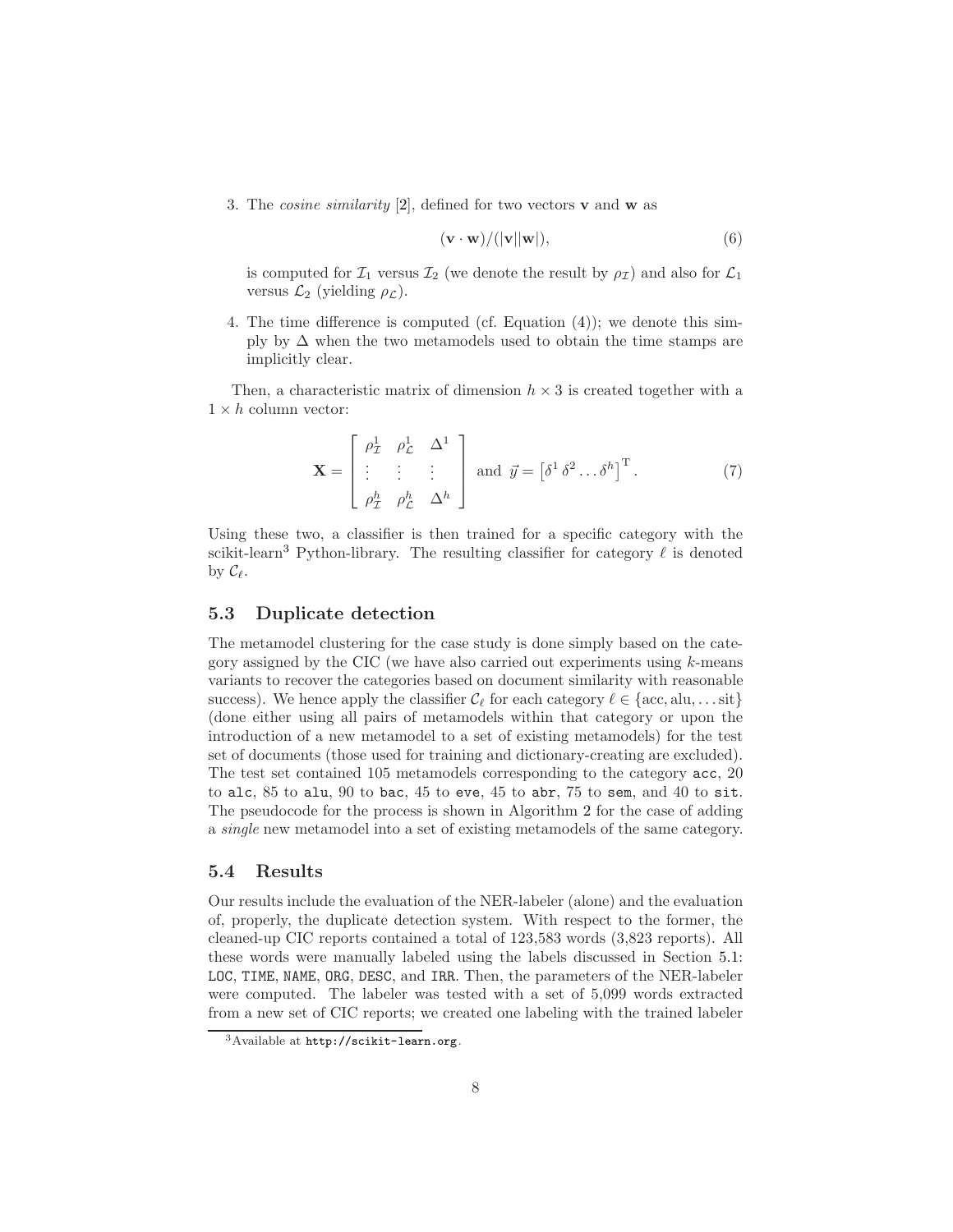3. The *cosine similarity* [2], defined for two vectors $\mathbf{v}$ and $\mathbf{w}$ as

$$(\mathbf{v} \cdot \mathbf{w})/(|\mathbf{v}||\mathbf{w}|), \tag{6}$$

   is computed for $\mathcal{I}_1$ versus $\mathcal{I}_2$ (we denote the result by $\rho_{\mathcal{I}}$) and also for $\mathcal{L}_1$ versus $\mathcal{L}_2$ (yielding $\rho_{\mathcal{L}}$).

4. The time difference is computed (cf. Equation (4)); we denote this simply by $\Delta$ when the two metamodels used to obtain the time stamps are implicitly clear.

Then, a characteristic matrix of dimension $h \times 3$ is created together with a $1 \times h$ column vector:

$$\mathbf{X} = \begin{bmatrix} \rho_{\mathcal{I}}^1 & \rho_{\mathcal{L}}^1 & \Delta^1 \\ \vdots & \vdots & \vdots \\ \rho_{\mathcal{I}}^h & \rho_{\mathcal{L}}^h & \Delta^h \end{bmatrix} \text{ and } \vec{y} = \left[\delta^1 \, \delta^2 \ldots \delta^h\right]^{\mathrm{T}}. \tag{7}$$

Using these two, a classifier is then trained for a specific category with the scikit-learn[3] Python-library. The resulting classifier for category $\ell$ is denoted by $\mathcal{C}_\ell$.

## 5.3 Duplicate detection

The metamodel clustering for the case study is done simply based on the category assigned by the CIC (we have also carried out experiments using $k$-means variants to recover the categories based on document similarity with reasonable success). We hence apply the classifier $\mathcal{C}_\ell$ for each category $\ell \in \{\text{acc}, \text{alu}, \ldots \text{sit}\}$ (done either using all pairs of metamodels within that category or upon the introduction of a new metamodel to a set of existing metamodels) for the test set of documents (those used for training and dictionary-creating are excluded). The test set contained 105 metamodels corresponding to the category `acc`, 20 to `alc`, 85 to `alu`, 90 to `bac`, 45 to `eve`, 45 to `abr`, 75 to `sem`, and 40 to `sit`. The pseudocode for the process is shown in Algorithm 2 for the case of adding a *single* new metamodel into a set of existing metamodels of the same category.

## 5.4 Results

Our results include the evaluation of the NER-labeler (alone) and the evaluation of, properly, the duplicate detection system. With respect to the former, the cleaned-up CIC reports contained a total of 123,583 words (3,823 reports). All these words were manually labeled using the labels discussed in Section 5.1: `LOC`, `TIME`, `NAME`, `ORG`, `DESC`, and `IRR`. Then, the parameters of the NER-labeler were computed. The labeler was tested with a set of 5,099 words extracted from a new set of CIC reports; we created one labeling with the trained labeler

[3] Available at `http://scikit-learn.org`.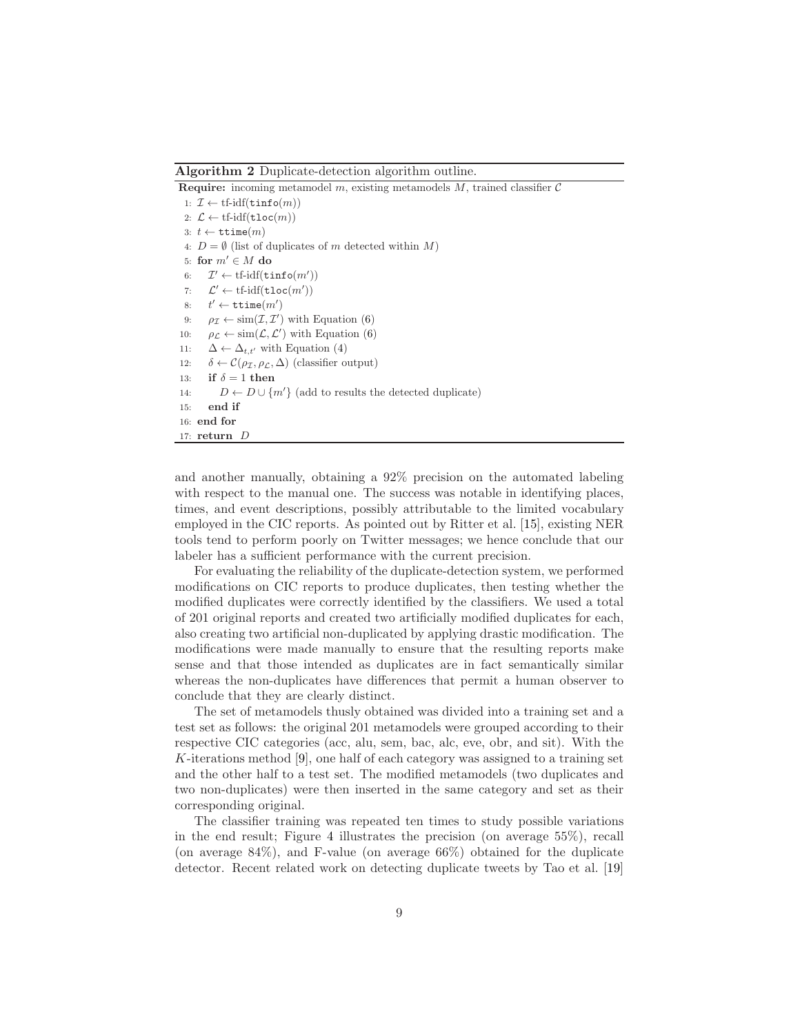**Algorithm 2** Duplicate-detection algorithm outline.

**Require:** incoming metamodel $m$, existing metamodels $M$, trained classifier $\mathcal{C}$

1: $\mathcal{I} \leftarrow$ tf-idf($\texttt{tinfo}(m)$)
2: $\mathcal{L} \leftarrow$ tf-idf($\texttt{tloc}(m)$)
3: $t \leftarrow \texttt{ttime}(m)$
4: $D = \emptyset$ (list of duplicates of $m$ detected within $M$)
5: **for** $m' \in M$ **do**
6: $\quad \mathcal{I}' \leftarrow$ tf-idf($\texttt{tinfo}(m')$)
7: $\quad \mathcal{L}' \leftarrow$ tf-idf($\texttt{tloc}(m')$)
8: $\quad t' \leftarrow \texttt{ttime}(m')$
9: $\quad \rho_{\mathcal{I}} \leftarrow \mathrm{sim}(\mathcal{I}, \mathcal{I}')$ with Equation (6)
10: $\quad \rho_{\mathcal{L}} \leftarrow \mathrm{sim}(\mathcal{L}, \mathcal{L}')$ with Equation (6)
11: $\quad \Delta \leftarrow \Delta_{t,t'}$ with Equation (4)
12: $\quad \delta \leftarrow \mathcal{C}(\rho_{\mathcal{I}}, \rho_{\mathcal{L}}, \Delta)$ (classifier output)
13: $\quad$ **if** $\delta = 1$ **then**
14: $\quad\quad D \leftarrow D \cup \{m'\}$ (add to results the detected duplicate)
15: $\quad$ **end if**
16: **end for**
17: **return** $D$

and another manually, obtaining a 92% precision on the automated labeling with respect to the manual one. The success was notable in identifying places, times, and event descriptions, possibly attributable to the limited vocabulary employed in the CIC reports. As pointed out by Ritter et al. [15], existing NER tools tend to perform poorly on Twitter messages; we hence conclude that our labeler has a sufficient performance with the current precision.

For evaluating the reliability of the duplicate-detection system, we performed modifications on CIC reports to produce duplicates, then testing whether the modified duplicates were correctly identified by the classifiers. We used a total of 201 original reports and created two artificially modified duplicates for each, also creating two artificial non-duplicated by applying drastic modification. The modifications were made manually to ensure that the resulting reports make sense and that those intended as duplicates are in fact semantically similar whereas the non-duplicates have differences that permit a human observer to conclude that they are clearly distinct.

The set of metamodels thusly obtained was divided into a training set and a test set as follows: the original 201 metamodels were grouped according to their respective CIC categories (acc, alu, sem, bac, alc, eve, obr, and sit). With the $K$-iterations method [9], one half of each category was assigned to a training set and the other half to a test set. The modified metamodels (two duplicates and two non-duplicates) were then inserted in the same category and set as their corresponding original.

The classifier training was repeated ten times to study possible variations in the end result; Figure 4 illustrates the precision (on average 55%), recall (on average 84%), and F-value (on average 66%) obtained for the duplicate detector. Recent related work on detecting duplicate tweets by Tao et al. [19]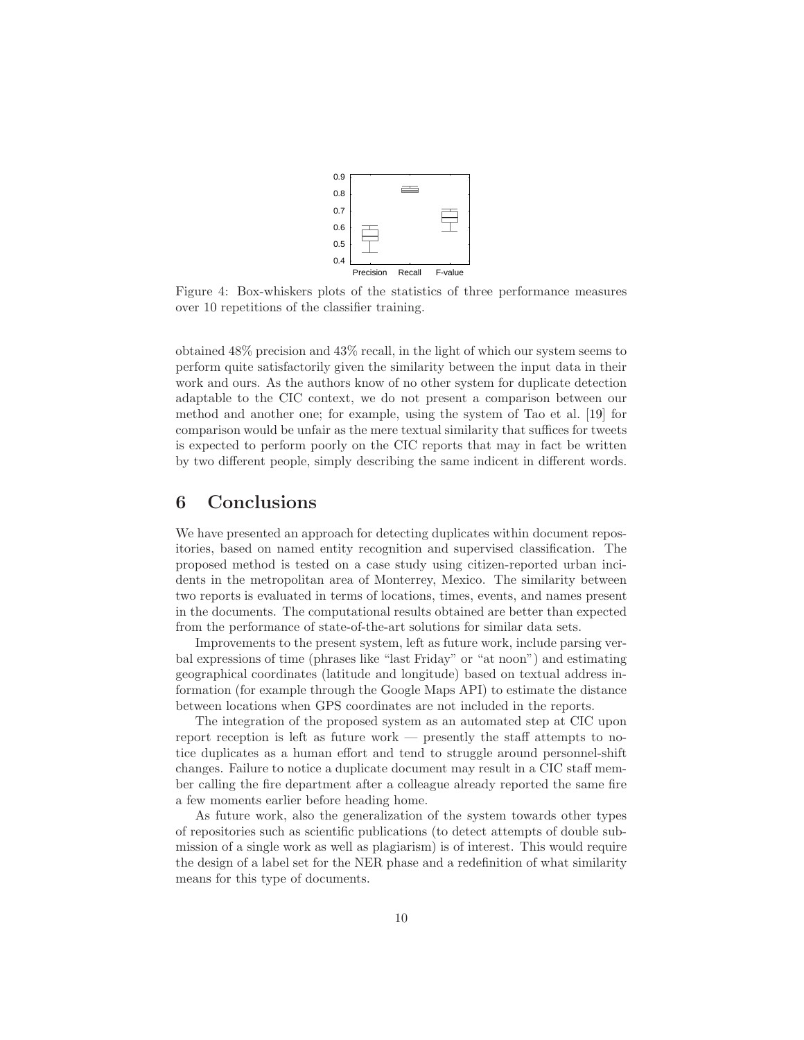Figure 4: Box-whiskers plots of the statistics of three performance measures over 10 repetitions of the classifier training.

obtained 48% precision and 43% recall, in the light of which our system seems to perform quite satisfactorily given the similarity between the input data in their work and ours. As the authors know of no other system for duplicate detection adaptable to the CIC context, we do not present a comparison between our method and another one; for example, using the system of Tao et al. [19] for comparison would be unfair as the mere textual similarity that suffices for tweets is expected to perform poorly on the CIC reports that may in fact be written by two different people, simply describing the same indicent in different words.

# 6 Conclusions

We have presented an approach for detecting duplicates within document repositories, based on named entity recognition and supervised classification. The proposed method is tested on a case study using citizen-reported urban incidents in the metropolitan area of Monterrey, Mexico. The similarity between two reports is evaluated in terms of locations, times, events, and names present in the documents. The computational results obtained are better than expected from the performance of state-of-the-art solutions for similar data sets.

Improvements to the present system, left as future work, include parsing verbal expressions of time (phrases like "last Friday" or "at noon") and estimating geographical coordinates (latitude and longitude) based on textual address information (for example through the Google Maps API) to estimate the distance between locations when GPS coordinates are not included in the reports.

The integration of the proposed system as an automated step at CIC upon report reception is left as future work — presently the staff attempts to notice duplicates as a human effort and tend to struggle around personnel-shift changes. Failure to notice a duplicate document may result in a CIC staff member calling the fire department after a colleague already reported the same fire a few moments earlier before heading home.

As future work, also the generalization of the system towards other types of repositories such as scientific publications (to detect attempts of double submission of a single work as well as plagiarism) is of interest. This would require the design of a label set for the NER phase and a redefinition of what similarity means for this type of documents.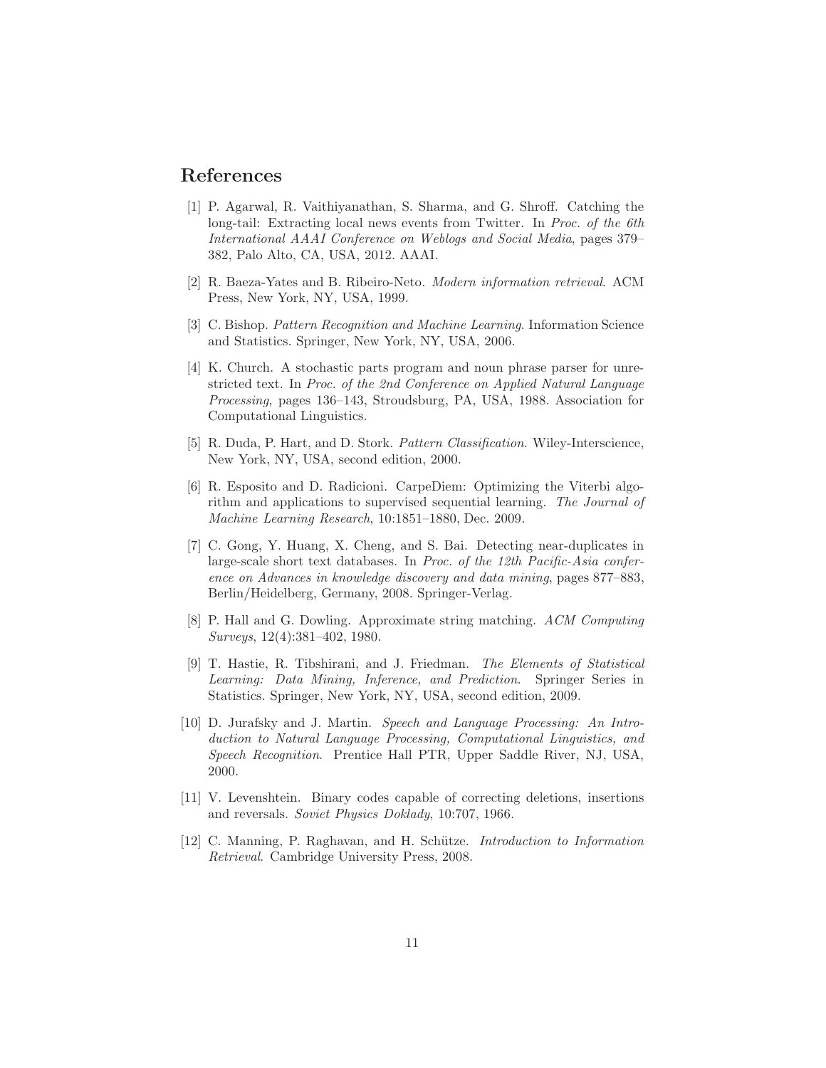# References

[1] P. Agarwal, R. Vaithiyanathan, S. Sharma, and G. Shroff. Catching the long-tail: Extracting local news events from Twitter. In *Proc. of the 6th International AAAI Conference on Weblogs and Social Media*, pages 379–382, Palo Alto, CA, USA, 2012. AAAI.

[2] R. Baeza-Yates and B. Ribeiro-Neto. *Modern information retrieval*. ACM Press, New York, NY, USA, 1999.

[3] C. Bishop. *Pattern Recognition and Machine Learning*. Information Science and Statistics. Springer, New York, NY, USA, 2006.

[4] K. Church. A stochastic parts program and noun phrase parser for unrestricted text. In *Proc. of the 2nd Conference on Applied Natural Language Processing*, pages 136–143, Stroudsburg, PA, USA, 1988. Association for Computational Linguistics.

[5] R. Duda, P. Hart, and D. Stork. *Pattern Classification*. Wiley-Interscience, New York, NY, USA, second edition, 2000.

[6] R. Esposito and D. Radicioni. CarpeDiem: Optimizing the Viterbi algorithm and applications to supervised sequential learning. *The Journal of Machine Learning Research*, 10:1851–1880, Dec. 2009.

[7] C. Gong, Y. Huang, X. Cheng, and S. Bai. Detecting near-duplicates in large-scale short text databases. In *Proc. of the 12th Pacific-Asia conference on Advances in knowledge discovery and data mining*, pages 877–883, Berlin/Heidelberg, Germany, 2008. Springer-Verlag.

[8] P. Hall and G. Dowling. Approximate string matching. *ACM Computing Surveys*, 12(4):381–402, 1980.

[9] T. Hastie, R. Tibshirani, and J. Friedman. *The Elements of Statistical Learning: Data Mining, Inference, and Prediction*. Springer Series in Statistics. Springer, New York, NY, USA, second edition, 2009.

[10] D. Jurafsky and J. Martin. *Speech and Language Processing: An Introduction to Natural Language Processing, Computational Linguistics, and Speech Recognition*. Prentice Hall PTR, Upper Saddle River, NJ, USA, 2000.

[11] V. Levenshtein. Binary codes capable of correcting deletions, insertions and reversals. *Soviet Physics Doklady*, 10:707, 1966.

[12] C. Manning, P. Raghavan, and H. Schütze. *Introduction to Information Retrieval*. Cambridge University Press, 2008.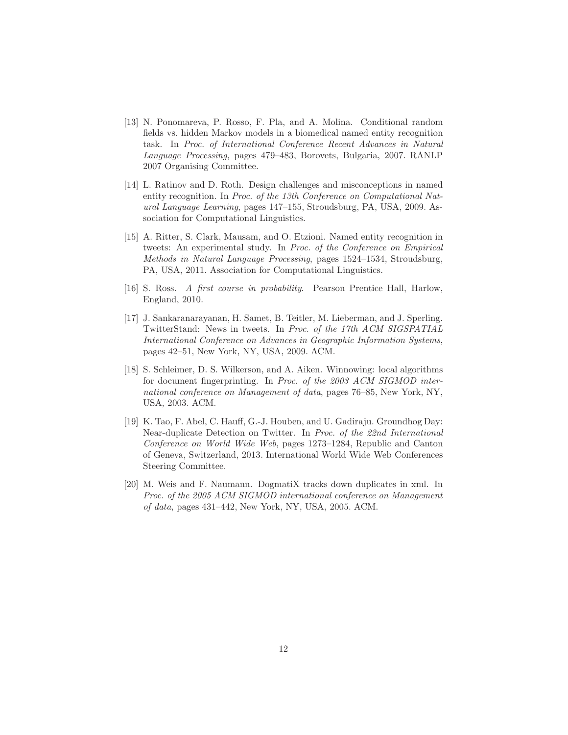[13] N. Ponomareva, P. Rosso, F. Pla, and A. Molina. Conditional random fields vs. hidden Markov models in a biomedical named entity recognition task. In *Proc. of International Conference Recent Advances in Natural Language Processing*, pages 479–483, Borovets, Bulgaria, 2007. RANLP 2007 Organising Committee.

[14] L. Ratinov and D. Roth. Design challenges and misconceptions in named entity recognition. In *Proc. of the 13th Conference on Computational Natural Language Learning*, pages 147–155, Stroudsburg, PA, USA, 2009. Association for Computational Linguistics.

[15] A. Ritter, S. Clark, Mausam, and O. Etzioni. Named entity recognition in tweets: An experimental study. In *Proc. of the Conference on Empirical Methods in Natural Language Processing*, pages 1524–1534, Stroudsburg, PA, USA, 2011. Association for Computational Linguistics.

[16] S. Ross. *A first course in probability*. Pearson Prentice Hall, Harlow, England, 2010.

[17] J. Sankaranarayanan, H. Samet, B. Teitler, M. Lieberman, and J. Sperling. TwitterStand: News in tweets. In *Proc. of the 17th ACM SIGSPATIAL International Conference on Advances in Geographic Information Systems*, pages 42–51, New York, NY, USA, 2009. ACM.

[18] S. Schleimer, D. S. Wilkerson, and A. Aiken. Winnowing: local algorithms for document fingerprinting. In *Proc. of the 2003 ACM SIGMOD international conference on Management of data*, pages 76–85, New York, NY, USA, 2003. ACM.

[19] K. Tao, F. Abel, C. Hauff, G.-J. Houben, and U. Gadiraju. Groundhog Day: Near-duplicate Detection on Twitter. In *Proc. of the 22nd International Conference on World Wide Web*, pages 1273–1284, Republic and Canton of Geneva, Switzerland, 2013. International World Wide Web Conferences Steering Committee.

[20] M. Weis and F. Naumann. DogmatiX tracks down duplicates in xml. In *Proc. of the 2005 ACM SIGMOD international conference on Management of data*, pages 431–442, New York, NY, USA, 2005. ACM.